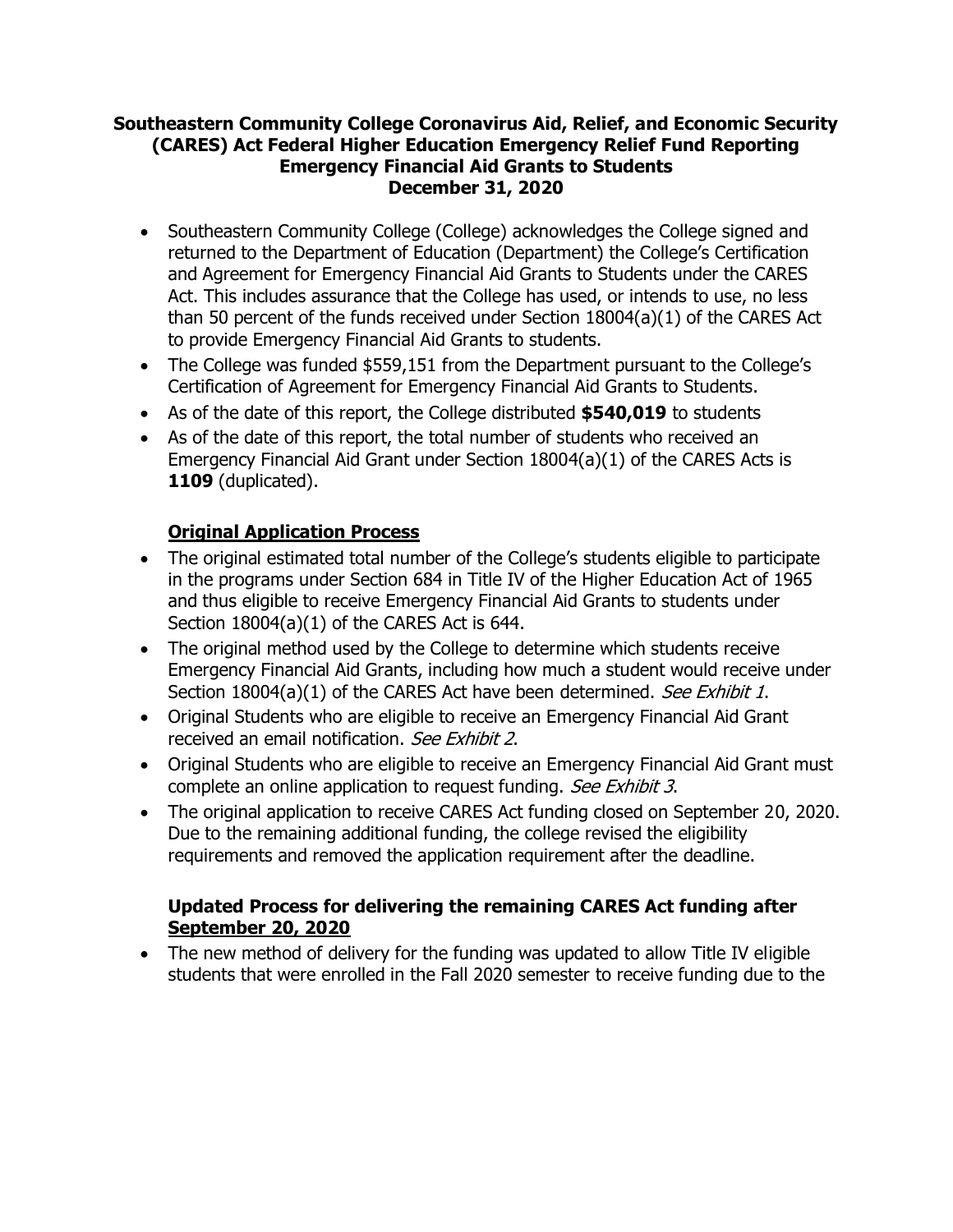# Southeastern Community College Coronavirus Aid, Relief, and Economic Security (CARES) Act Federal Higher Education Emergency Relief Fund Reporting Emergency Financial Aid Grants to Students December 31, 2020

- Southeastern Community College (College) acknowledges the College signed and returned to the Department of Education (Department) the College's Certification and Agreement for Emergency Financial Aid Grants to Students under the CARES Act. This includes assurance that the College has used, or intends to use, no less than 50 percent of the funds received under Section 18004(a)(1) of the CARES Act to provide Emergency Financial Aid Grants to students.
- The College was funded $559,151 from the Department pursuant to the College's Certification of Agreement for Emergency Financial Aid Grants to Students.
- As of the date of this report, the College distributed **$540,019** to students
- As of the date of this report, the total number of students who received an Emergency Financial Aid Grant under Section 18004(a)(1) of the CARES Acts is **1109** (duplicated).

## Original Application Process

- The original estimated total number of the College's students eligible to participate in the programs under Section 684 in Title IV of the Higher Education Act of 1965 and thus eligible to receive Emergency Financial Aid Grants to students under Section 18004(a)(1) of the CARES Act is 644.
- The original method used by the College to determine which students receive Emergency Financial Aid Grants, including how much a student would receive under Section 18004(a)(1) of the CARES Act have been determined. *See Exhibit 1*.
- Original Students who are eligible to receive an Emergency Financial Aid Grant received an email notification. *See Exhibit 2*.
- Original Students who are eligible to receive an Emergency Financial Aid Grant must complete an online application to request funding. *See Exhibit 3*.
- The original application to receive CARES Act funding closed on September 20, 2020. Due to the remaining additional funding, the college revised the eligibility requirements and removed the application requirement after the deadline.

## Updated Process for delivering the remaining CARES Act funding after September 20, 2020

- The new method of delivery for the funding was updated to allow Title IV eligible students that were enrolled in the Fall 2020 semester to receive funding due to the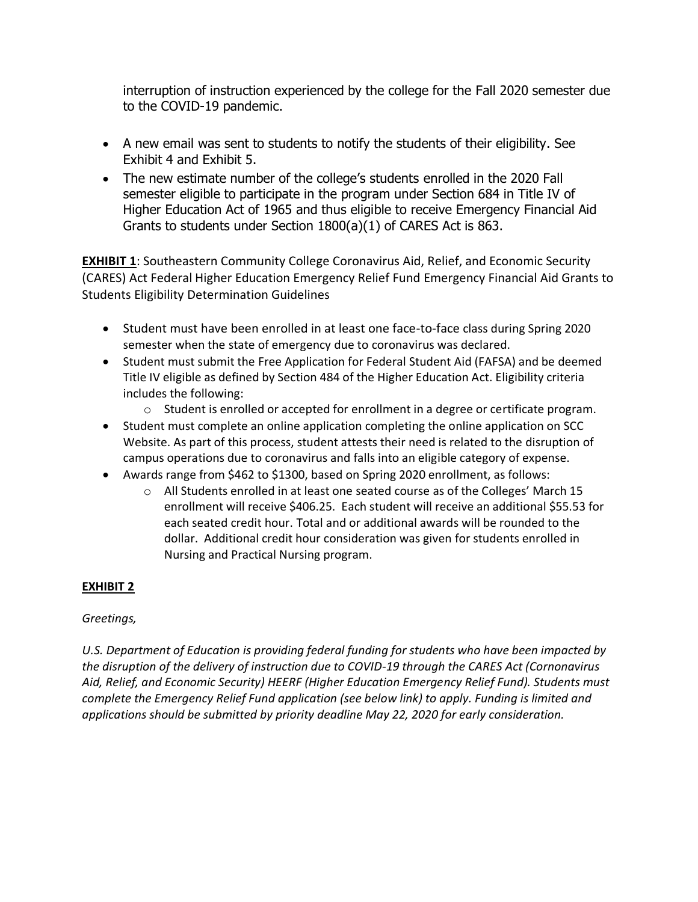interruption of instruction experienced by the college for the Fall 2020 semester due to the COVID-19 pandemic.

- A new email was sent to students to notify the students of their eligibility. See Exhibit 4 and Exhibit 5.
- The new estimate number of the college's students enrolled in the 2020 Fall semester eligible to participate in the program under Section 684 in Title IV of Higher Education Act of 1965 and thus eligible to receive Emergency Financial Aid Grants to students under Section 1800(a)(1) of CARES Act is 863.

**EXHIBIT 1**: Southeastern Community College Coronavirus Aid, Relief, and Economic Security (CARES) Act Federal Higher Education Emergency Relief Fund Emergency Financial Aid Grants to Students Eligibility Determination Guidelines

- Student must have been enrolled in at least one face-to-face class during Spring 2020 semester when the state of emergency due to coronavirus was declared.
- Student must submit the Free Application for Federal Student Aid (FAFSA) and be deemed Title IV eligible as defined by Section 484 of the Higher Education Act. Eligibility criteria includes the following:
    - Student is enrolled or accepted for enrollment in a degree or certificate program.
- Student must complete an online application completing the online application on SCC Website. As part of this process, student attests their need is related to the disruption of campus operations due to coronavirus and falls into an eligible category of expense.
- Awards range from $462 to $1300, based on Spring 2020 enrollment, as follows:
    - All Students enrolled in at least one seated course as of the Colleges' March 15 enrollment will receive $406.25. Each student will receive an additional $55.53 for each seated credit hour. Total and or additional awards will be rounded to the dollar. Additional credit hour consideration was given for students enrolled in Nursing and Practical Nursing program.

**EXHIBIT 2**

*Greetings,*

*U.S. Department of Education is providing federal funding for students who have been impacted by the disruption of the delivery of instruction due to COVID-19 through the CARES Act (Cornonavirus Aid, Relief, and Economic Security) HEERF (Higher Education Emergency Relief Fund). Students must complete the Emergency Relief Fund application (see below link) to apply. Funding is limited and applications should be submitted by priority deadline May 22, 2020 for early consideration.*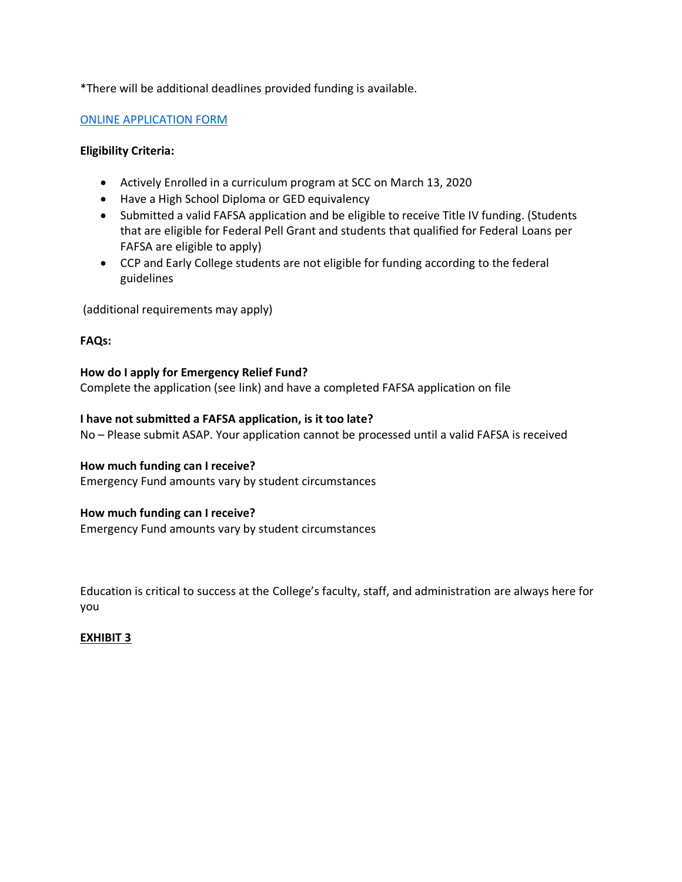*There will be additional deadlines provided funding is available.

[ONLINE APPLICATION FORM]

**Eligibility Criteria:**

- Actively Enrolled in a curriculum program at SCC on March 13, 2020
- Have a High School Diploma or GED equivalency
- Submitted a valid FAFSA application and be eligible to receive Title IV funding. (Students that are eligible for Federal Pell Grant and students that qualified for Federal Loans per FAFSA are eligible to apply)
- CCP and Early College students are not eligible for funding according to the federal guidelines

(additional requirements may apply)

**FAQs:**

**How do I apply for Emergency Relief Fund?**
Complete the application (see link) and have a completed FAFSA application on file

**I have not submitted a FAFSA application, is it too late?**
No – Please submit ASAP. Your application cannot be processed until a valid FAFSA is received

**How much funding can I receive?**
Emergency Fund amounts vary by student circumstances

**How much funding can I receive?**
Emergency Fund amounts vary by student circumstances

Education is critical to success at the College's faculty, staff, and administration are always here for you

**EXHIBIT 3**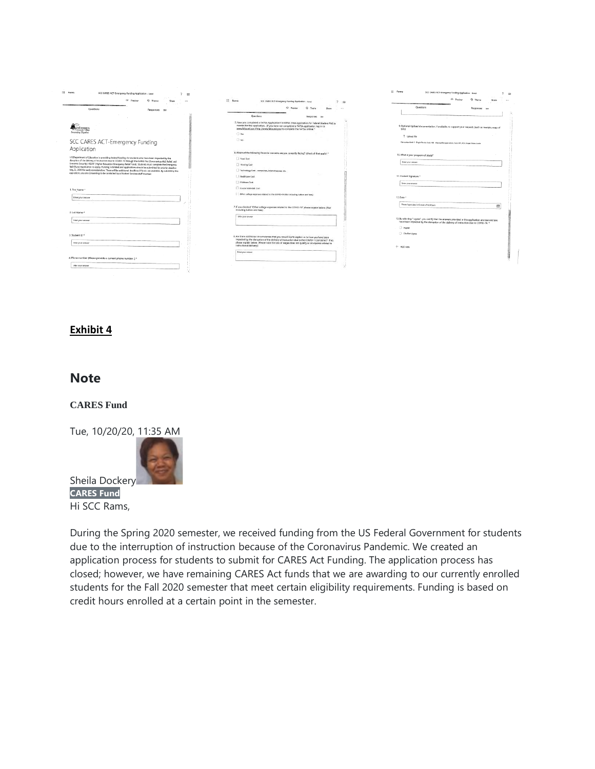Forms SCC CARES ACT-Emergency Funding Application - Saved

Preview Theme Share

Questions Responses

SCC CARES ACT-Emergency Funding Application

US Department of Education is providing federal funding for students who have been impacted by the disruption of the delivery of instruction due to COVID-19 through the CARES Act (Coronavirus Aid, Relief, and Economic Security) HEERF (Higher Education Emergency Relief Fund). Students must complete the Emergency Relief Fund Application to apply. Funding is limited and applications should be submitted by priority deadline May 22, 2020 for early consideration. There will be additional deadlines if funds are available. By submitting this application, you are consenting to be contacted by a Student Services staff member.

1. First Name *

Enter your answer

2. Last Name *

Enter your answer

3. Student ID *

Enter your answer

4. Phone number (Please provide a current phone number.) *

Enter your answer

5. Have you completed a FAFSA Application? A FAFSA (Free Application for Federal Student Aid) is needed for this application. (If you have not completed a FAFSA application, log in to www.fafsa.ed.gov to complete the FAFSA online.) *

Yes

No

6. Which of the following financial concerns are you currently facing? (check all that apply) *

Food Cost

Housing Cost

Technology Cost - computers, internet access, etc.

Healthcare Cost

Childcare Cost

Course Materials Cost

Other college expenses related to the COVID-19 (Not including tuition and fees)

7. If you checked "Other college expenses related to the COVID-19" please explain below. (Not including tuition and fees)

Enter your answer

8. Are there additional circumstances that you would like to explain as to how you have been impacted by the disruption of the delivery of instruction due to the COVID-19 pandemic? If so, please explain below. (Please note the loss of wages does not qualify as an expense related to instructional delivery)

Enter your answer

9. Optional-Upload documentation, if available, to support your request (such as receipts, copy of bills)

Upload file

10. What is your program of study?

Enter your answer

11. Student Signature *

Enter your answer

12. Date *

Please input date in format of M/d/yyyy

13. By selecting "I agree", you certify that the answers provided in this application are true and you have been impacted by the disruption of the delivery of instruction due to COVID-19. *

I Agree

I Do Not Agree

+ Add new

**Exhibit 4**

## Note

**CARES Fund**

Tue, 10/20/20, 11:35 AM

Sheila Dockery

**CARES Fund**

Hi SCC Rams,

During the Spring 2020 semester, we received funding from the US Federal Government for students due to the interruption of instruction because of the Coronavirus Pandemic. We created an application process for students to submit for CARES Act Funding. The application process has closed; however, we have remaining CARES Act funds that we are awarding to our currently enrolled students for the Fall 2020 semester that meet certain eligibility requirements. Funding is based on credit hours enrolled at a certain point in the semester.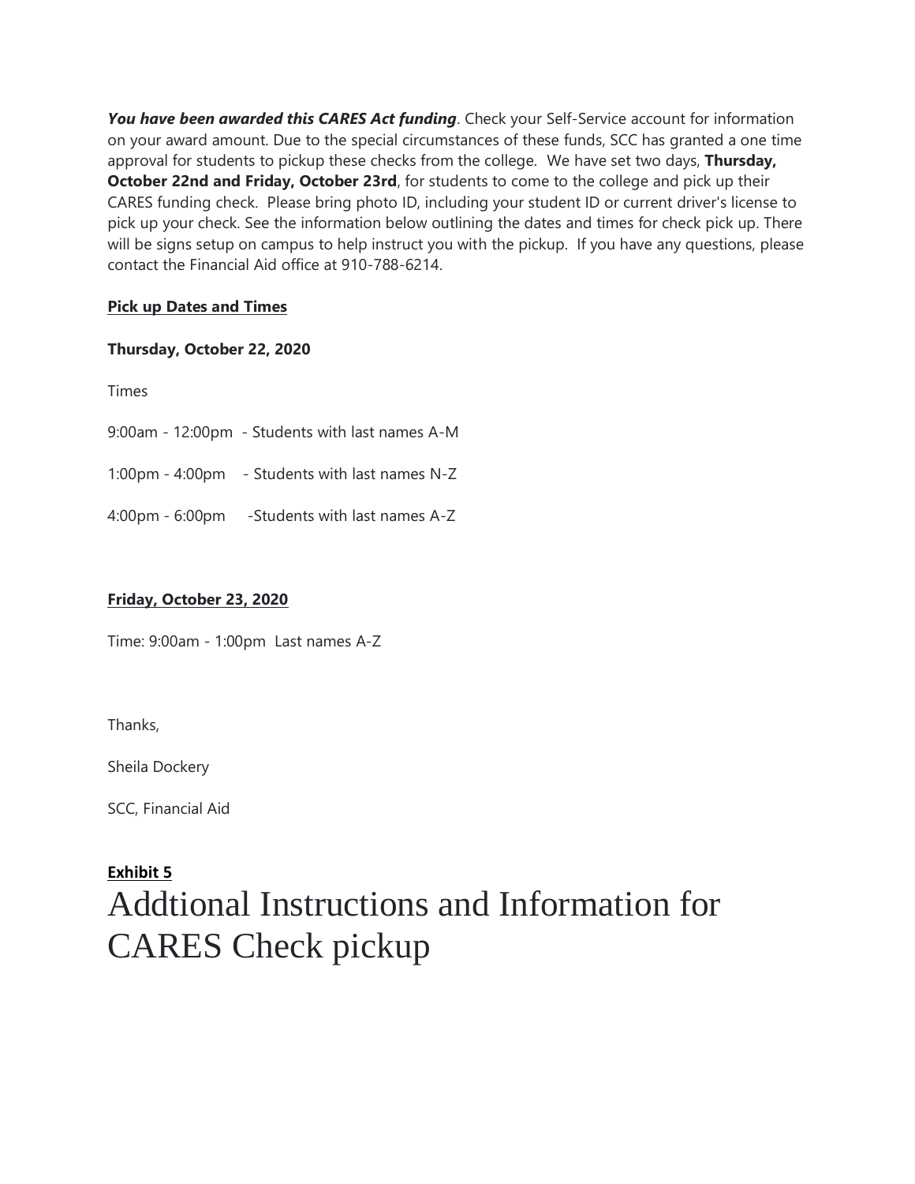***You have been awarded this CARES Act funding***. Check your Self-Service account for information on your award amount. Due to the special circumstances of these funds, SCC has granted a one time approval for students to pickup these checks from the college. We have set two days, **Thursday, October 22nd and Friday, October 23rd**, for students to come to the college and pick up their CARES funding check. Please bring photo ID, including your student ID or current driver's license to pick up your check. See the information below outlining the dates and times for check pick up. There will be signs setup on campus to help instruct you with the pickup. If you have any questions, please contact the Financial Aid office at 910-788-6214.

**<u>Pick up Dates and Times</u>**

**Thursday, October 22, 2020**

Times

9:00am - 12:00pm - Students with last names A-M

1:00pm - 4:00pm - Students with last names N-Z

4:00pm - 6:00pm -Students with last names A-Z

**<u>Friday, October 23, 2020</u>**

Time: 9:00am - 1:00pm Last names A-Z

Thanks,

Sheila Dockery

SCC, Financial Aid

**<u>Exhibit 5</u>**

# Addtional Instructions and Information for CARES Check pickup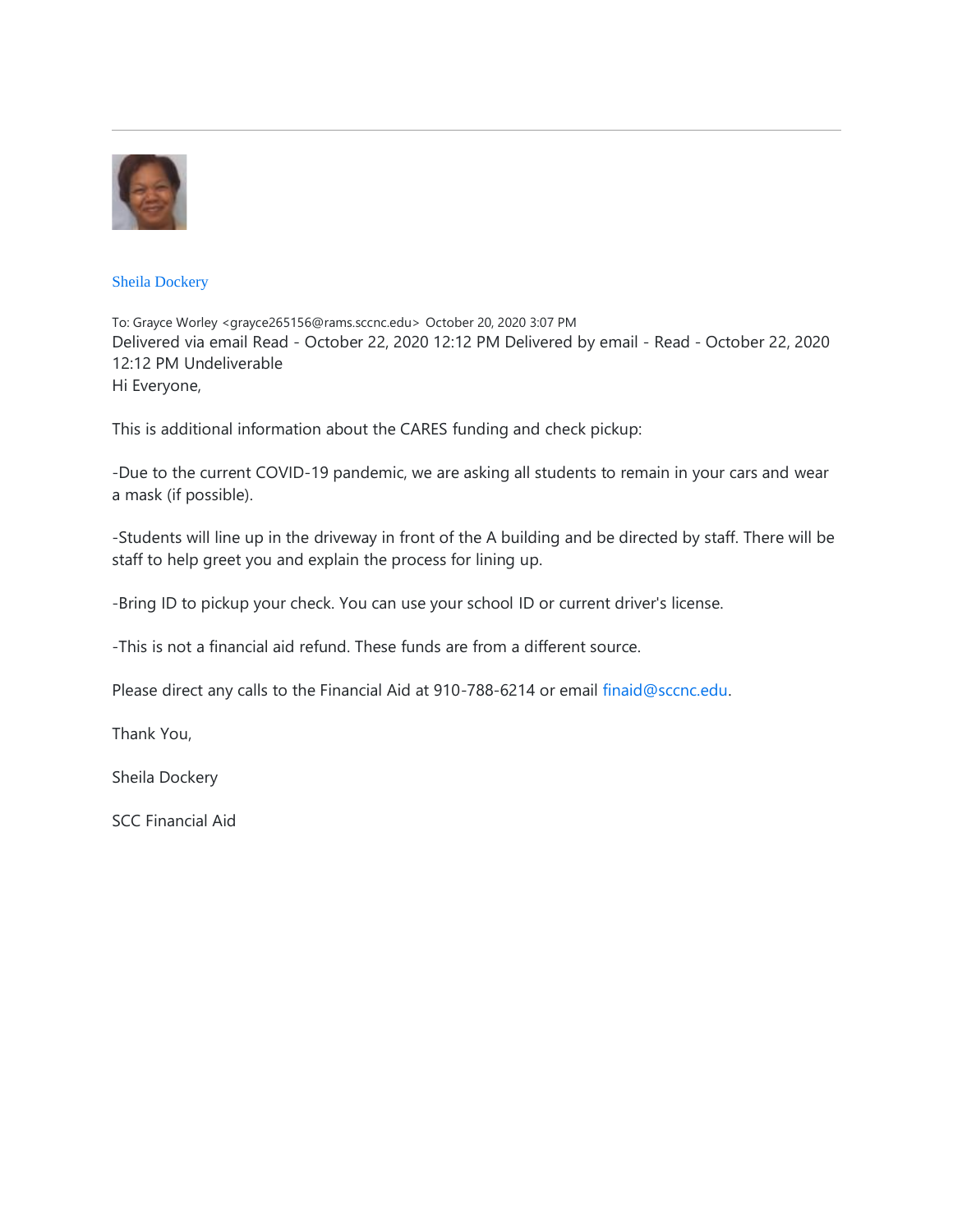Sheila Dockery

To: Grayce Worley <grayce265156@rams.sccnc.edu> October 20, 2020 3:07 PM

Delivered via email Read - October 22, 2020 12:12 PM Delivered by email - Read - October 22, 2020 12:12 PM Undeliverable

Hi Everyone,

This is additional information about the CARES funding and check pickup:

-Due to the current COVID-19 pandemic, we are asking all students to remain in your cars and wear a mask (if possible).

-Students will line up in the driveway in front of the A building and be directed by staff. There will be staff to help greet you and explain the process for lining up.

-Bring ID to pickup your check. You can use your school ID or current driver's license.

-This is not a financial aid refund. These funds are from a different source.

Please direct any calls to the Financial Aid at 910-788-6214 or email finaid@sccnc.edu.

Thank You,

Sheila Dockery

SCC Financial Aid